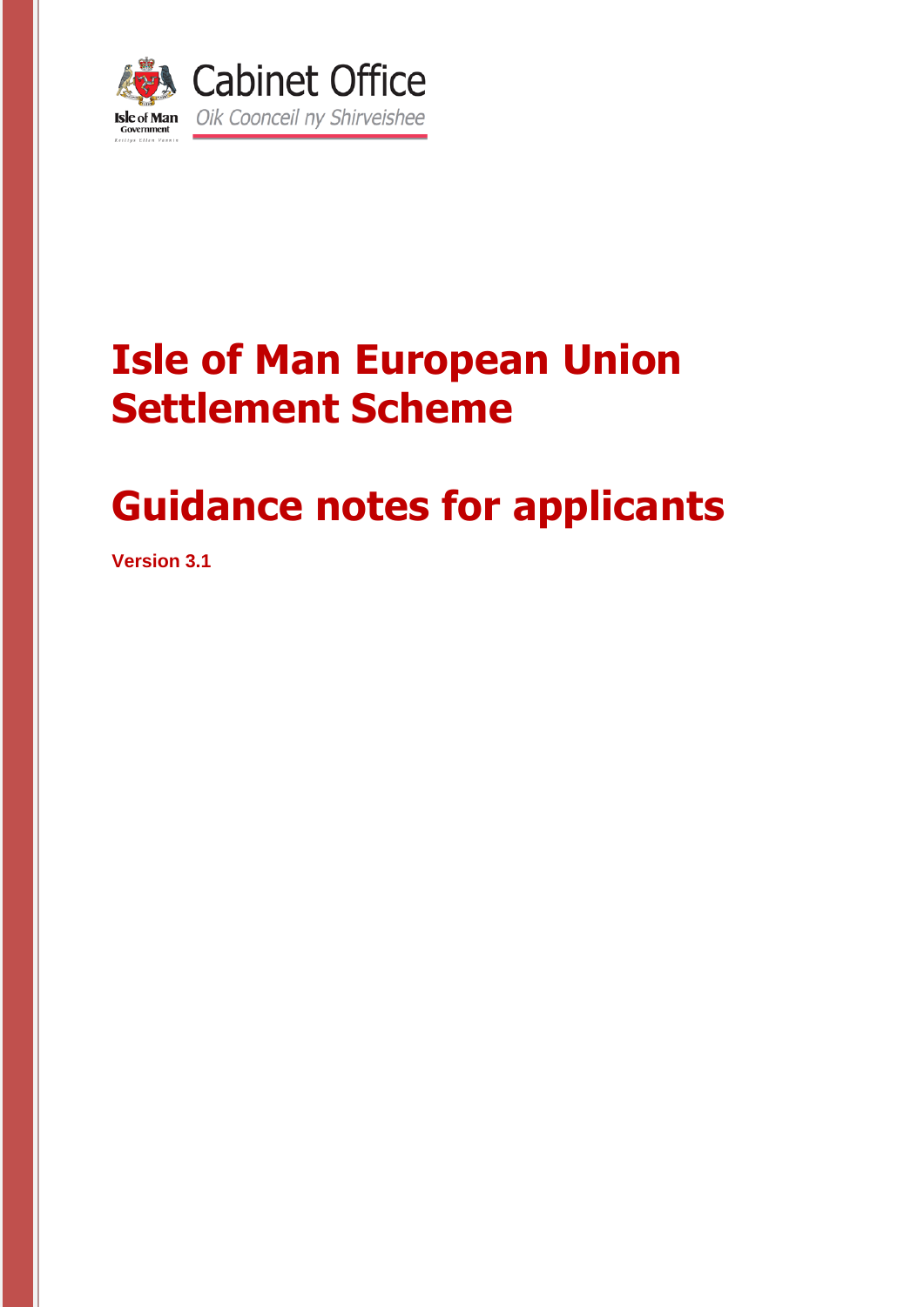Cabinet Office

*Oik Coonceil ny Shirveishee*

Isle of Man Government

# Isle of Man European Union Settlement Scheme

# Guidance notes for applicants

**Version 3.1**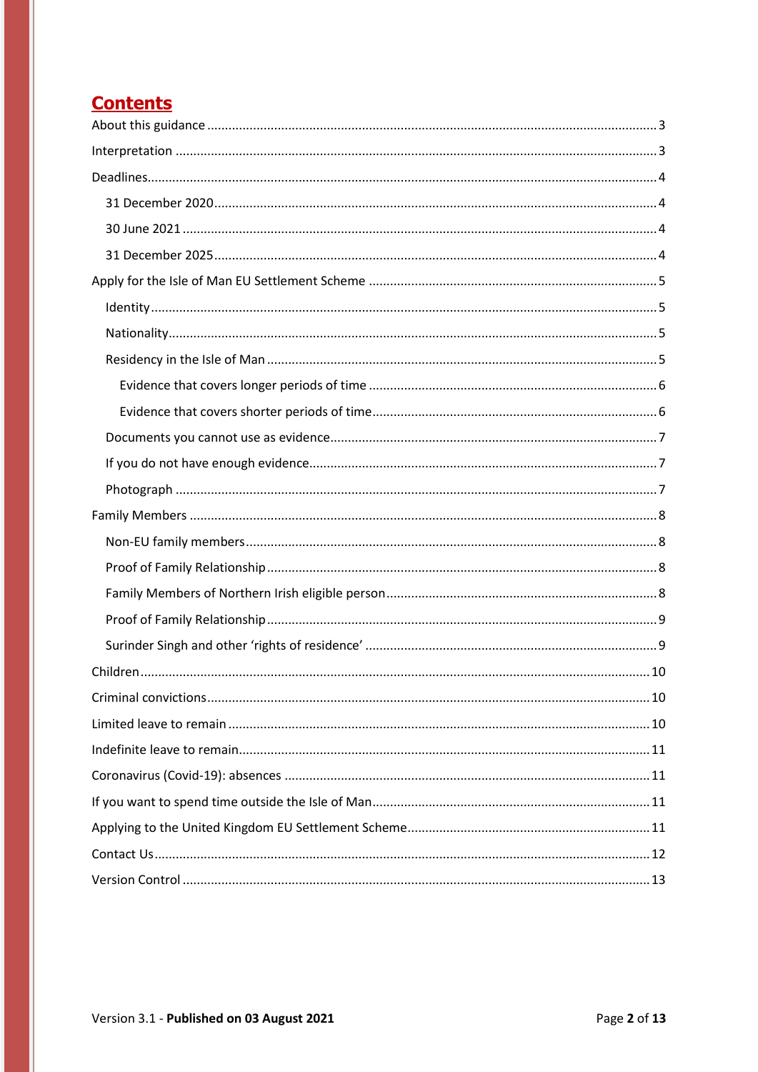## Contents

- About this guidance ..... 3
- Interpretation ..... 3
- Deadlines ..... 4
  - 31 December 2020 ..... 4
  - 30 June 2021 ..... 4
  - 31 December 2025 ..... 4
- Apply for the Isle of Man EU Settlement Scheme ..... 5
  - Identity ..... 5
  - Nationality ..... 5
  - Residency in the Isle of Man ..... 5
    - Evidence that covers longer periods of time ..... 6
    - Evidence that covers shorter periods of time ..... 6
  - Documents you cannot use as evidence ..... 7
  - If you do not have enough evidence ..... 7
  - Photograph ..... 7
- Family Members ..... 8
  - Non-EU family members ..... 8
  - Proof of Family Relationship ..... 8
  - Family Members of Northern Irish eligible person ..... 8
  - Proof of Family Relationship ..... 9
  - Surinder Singh and other 'rights of residence' ..... 9
- Children ..... 10
- Criminal convictions ..... 10
- Limited leave to remain ..... 10
- Indefinite leave to remain ..... 11
- Coronavirus (Covid-19): absences ..... 11
- If you want to spend time outside the Isle of Man ..... 11
- Applying to the United Kingdom EU Settlement Scheme ..... 11
- Contact Us ..... 12
- Version Control ..... 13

Version 3.1 - **Published on 03 August 2021**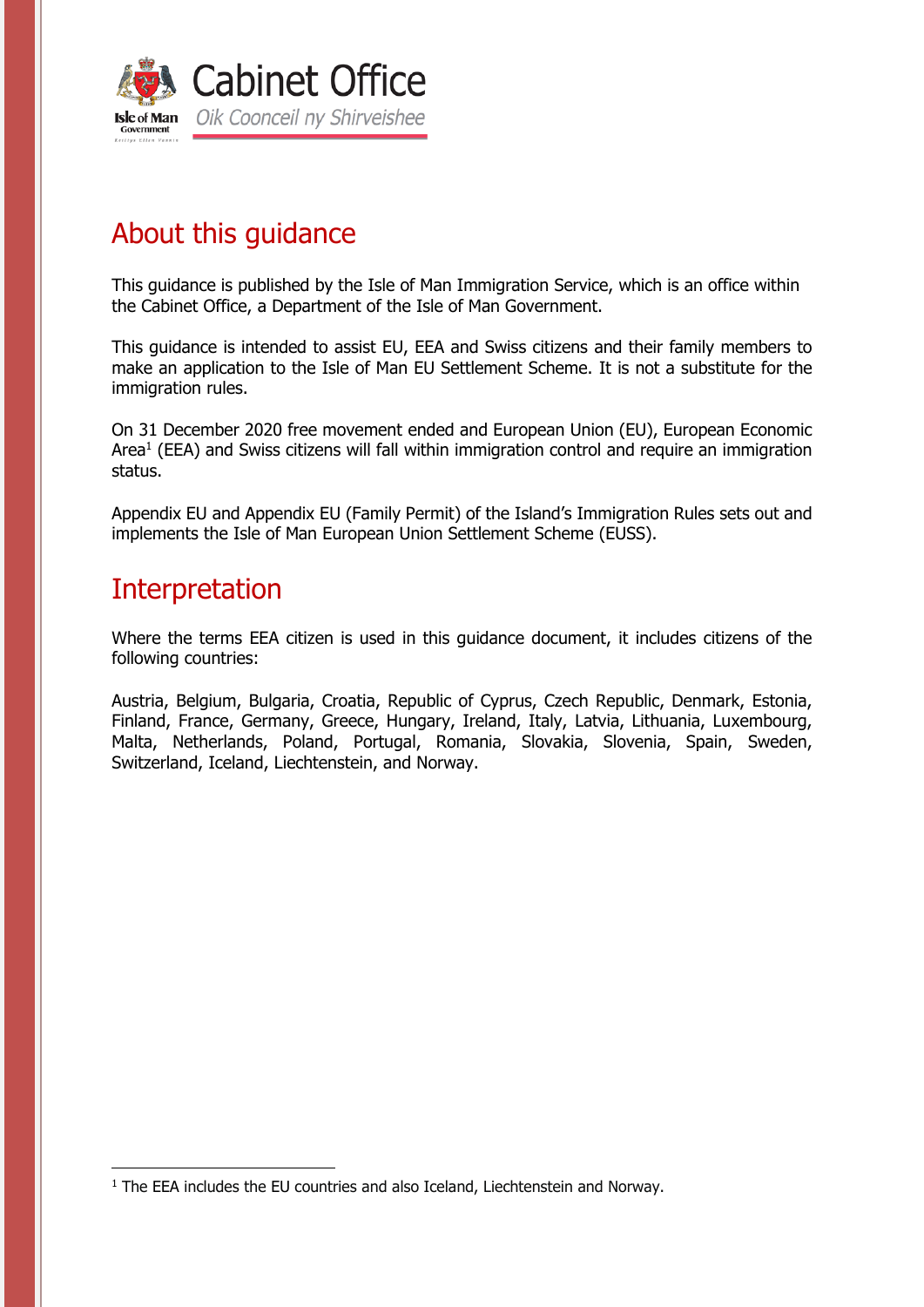## About this guidance

This guidance is published by the Isle of Man Immigration Service, which is an office within the Cabinet Office, a Department of the Isle of Man Government.

This guidance is intended to assist EU, EEA and Swiss citizens and their family members to make an application to the Isle of Man EU Settlement Scheme. It is not a substitute for the immigration rules.

On 31 December 2020 free movement ended and European Union (EU), European Economic Area[1] (EEA) and Swiss citizens will fall within immigration control and require an immigration status.

Appendix EU and Appendix EU (Family Permit) of the Island's Immigration Rules sets out and implements the Isle of Man European Union Settlement Scheme (EUSS).

## Interpretation

Where the terms EEA citizen is used in this guidance document, it includes citizens of the following countries:

Austria, Belgium, Bulgaria, Croatia, Republic of Cyprus, Czech Republic, Denmark, Estonia, Finland, France, Germany, Greece, Hungary, Ireland, Italy, Latvia, Lithuania, Luxembourg, Malta, Netherlands, Poland, Portugal, Romania, Slovakia, Slovenia, Spain, Sweden, Switzerland, Iceland, Liechtenstein, and Norway.

[1] The EEA includes the EU countries and also Iceland, Liechtenstein and Norway.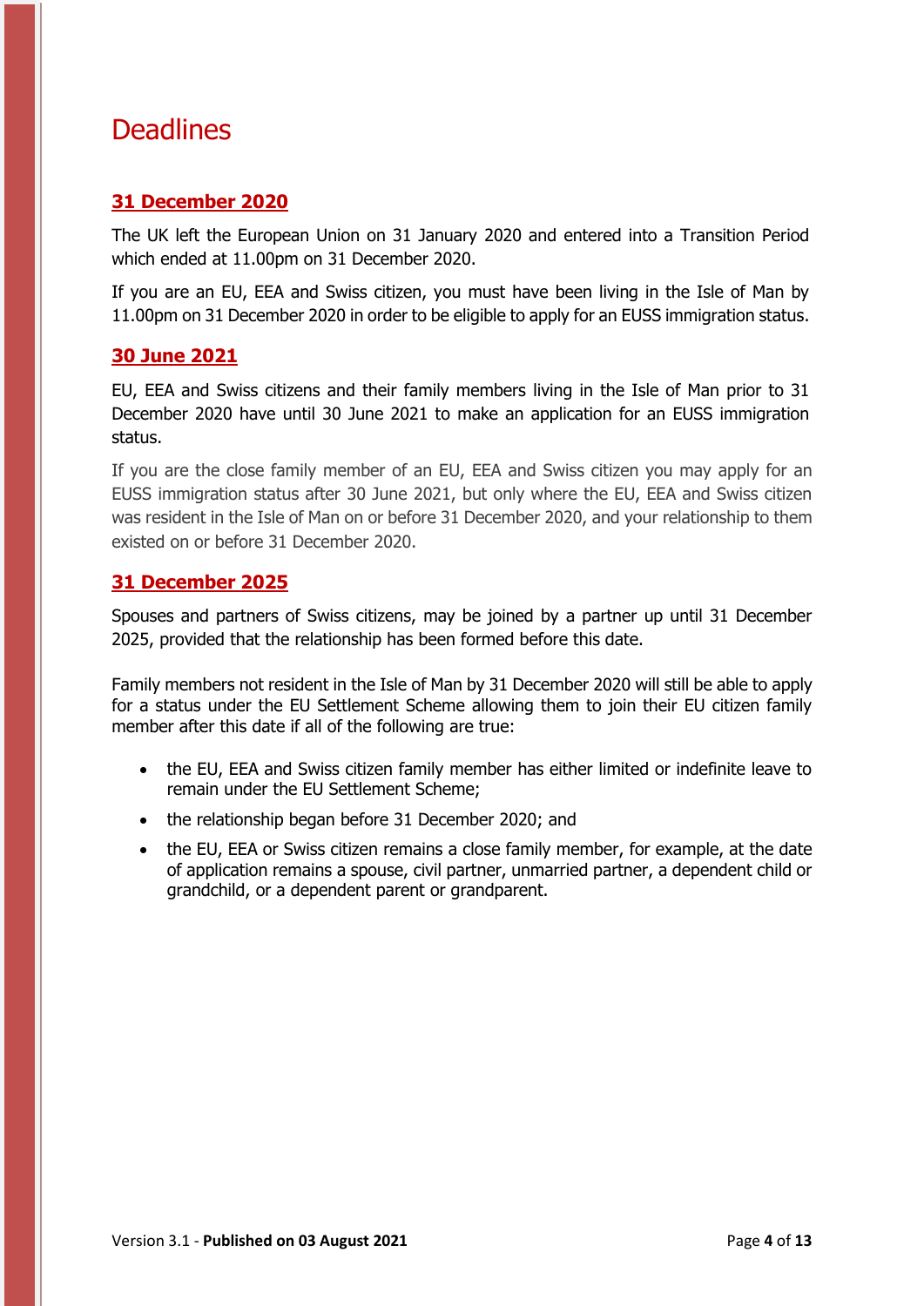# Deadlines

## 31 December 2020

The UK left the European Union on 31 January 2020 and entered into a Transition Period which ended at 11.00pm on 31 December 2020.

If you are an EU, EEA and Swiss citizen, you must have been living in the Isle of Man by 11.00pm on 31 December 2020 in order to be eligible to apply for an EUSS immigration status.

## 30 June 2021

EU, EEA and Swiss citizens and their family members living in the Isle of Man prior to 31 December 2020 have until 30 June 2021 to make an application for an EUSS immigration status.

If you are the close family member of an EU, EEA and Swiss citizen you may apply for an EUSS immigration status after 30 June 2021, but only where the EU, EEA and Swiss citizen was resident in the Isle of Man on or before 31 December 2020, and your relationship to them existed on or before 31 December 2020.

## 31 December 2025

Spouses and partners of Swiss citizens, may be joined by a partner up until 31 December 2025, provided that the relationship has been formed before this date.

Family members not resident in the Isle of Man by 31 December 2020 will still be able to apply for a status under the EU Settlement Scheme allowing them to join their EU citizen family member after this date if all of the following are true:

- the EU, EEA and Swiss citizen family member has either limited or indefinite leave to remain under the EU Settlement Scheme;
- the relationship began before 31 December 2020; and
- the EU, EEA or Swiss citizen remains a close family member, for example, at the date of application remains a spouse, civil partner, unmarried partner, a dependent child or grandchild, or a dependent parent or grandparent.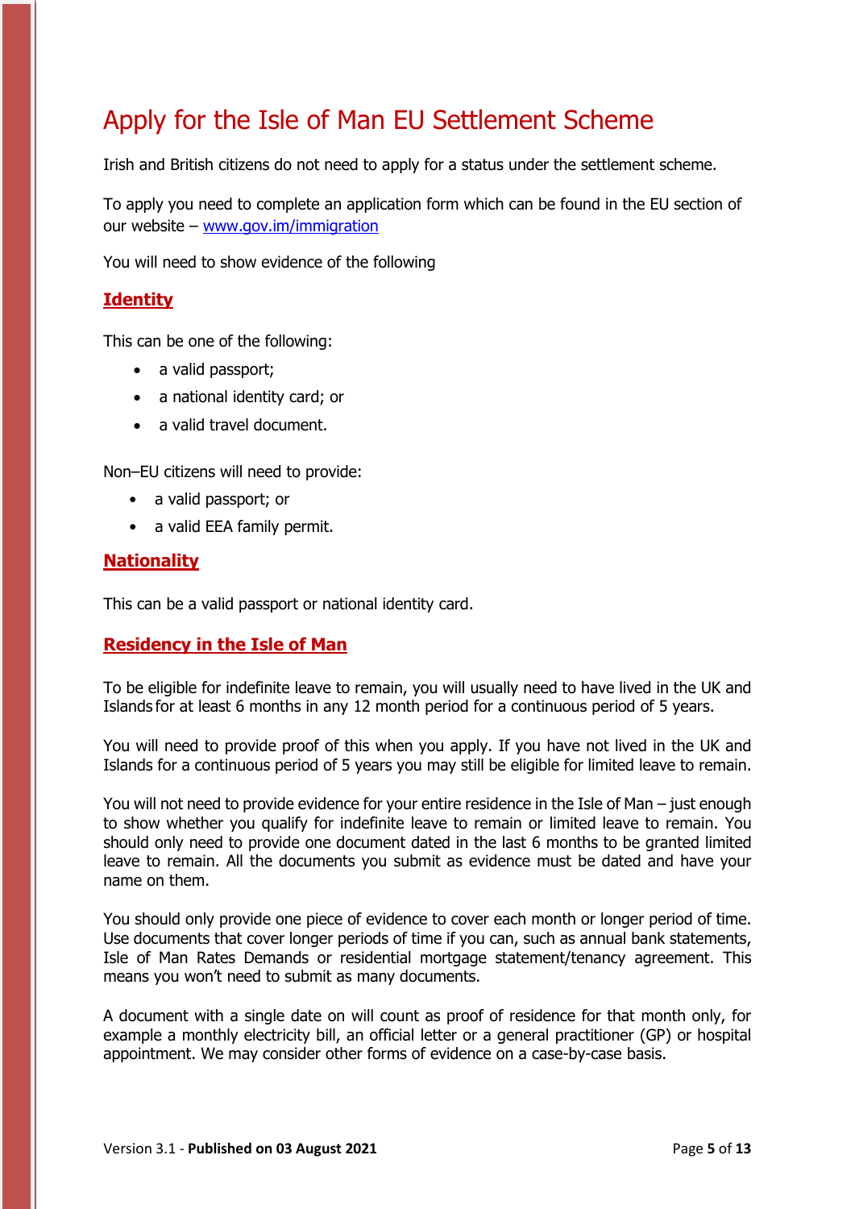# Apply for the Isle of Man EU Settlement Scheme

Irish and British citizens do not need to apply for a status under the settlement scheme.

To apply you need to complete an application form which can be found in the EU section of our website – [www.gov.im/immigration](http://www.gov.im/immigration)

You will need to show evidence of the following

## Identity

This can be one of the following:

- a valid passport;
- a national identity card; or
- a valid travel document.

Non–EU citizens will need to provide:

- a valid passport; or
- a valid EEA family permit.

## Nationality

This can be a valid passport or national identity card.

## Residency in the Isle of Man

To be eligible for indefinite leave to remain, you will usually need to have lived in the UK and Islands for at least 6 months in any 12 month period for a continuous period of 5 years.

You will need to provide proof of this when you apply. If you have not lived in the UK and Islands for a continuous period of 5 years you may still be eligible for limited leave to remain.

You will not need to provide evidence for your entire residence in the Isle of Man – just enough to show whether you qualify for indefinite leave to remain or limited leave to remain. You should only need to provide one document dated in the last 6 months to be granted limited leave to remain. All the documents you submit as evidence must be dated and have your name on them.

You should only provide one piece of evidence to cover each month or longer period of time. Use documents that cover longer periods of time if you can, such as annual bank statements, Isle of Man Rates Demands or residential mortgage statement/tenancy agreement. This means you won't need to submit as many documents.

A document with a single date on will count as proof of residence for that month only, for example a monthly electricity bill, an official letter or a general practitioner (GP) or hospital appointment. We may consider other forms of evidence on a case-by-case basis.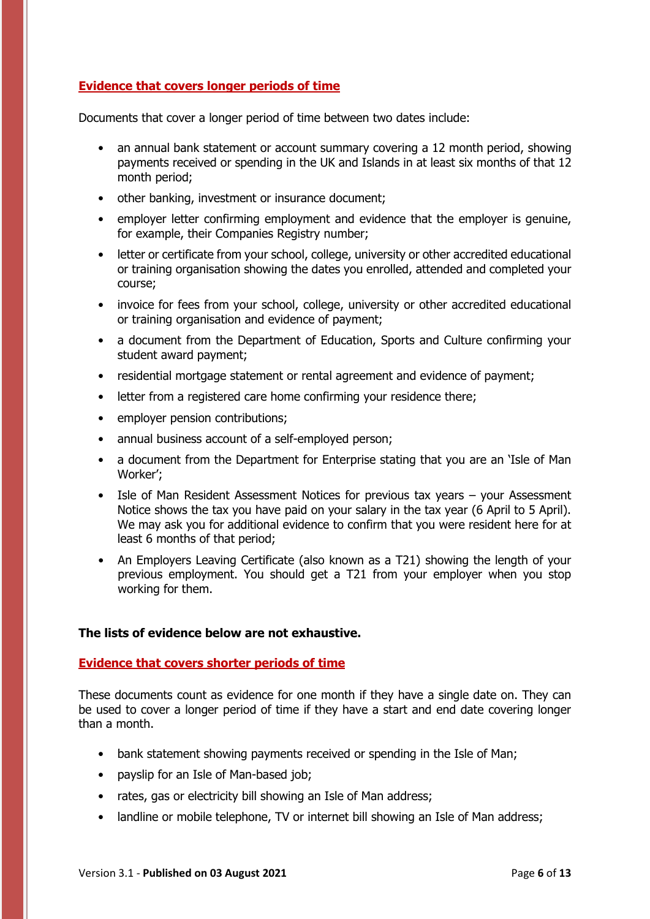## Evidence that covers longer periods of time

Documents that cover a longer period of time between two dates include:

- an annual bank statement or account summary covering a 12 month period, showing payments received or spending in the UK and Islands in at least six months of that 12 month period;
- other banking, investment or insurance document;
- employer letter confirming employment and evidence that the employer is genuine, for example, their Companies Registry number;
- letter or certificate from your school, college, university or other accredited educational or training organisation showing the dates you enrolled, attended and completed your course;
- invoice for fees from your school, college, university or other accredited educational or training organisation and evidence of payment;
- a document from the Department of Education, Sports and Culture confirming your student award payment;
- residential mortgage statement or rental agreement and evidence of payment;
- letter from a registered care home confirming your residence there;
- employer pension contributions;
- annual business account of a self-employed person;
- a document from the Department for Enterprise stating that you are an 'Isle of Man Worker';
- Isle of Man Resident Assessment Notices for previous tax years – your Assessment Notice shows the tax you have paid on your salary in the tax year (6 April to 5 April). We may ask you for additional evidence to confirm that you were resident here for at least 6 months of that period;
- An Employers Leaving Certificate (also known as a T21) showing the length of your previous employment. You should get a T21 from your employer when you stop working for them.

**The lists of evidence below are not exhaustive.**

## Evidence that covers shorter periods of time

These documents count as evidence for one month if they have a single date on. They can be used to cover a longer period of time if they have a start and end date covering longer than a month.

- bank statement showing payments received or spending in the Isle of Man;
- payslip for an Isle of Man-based job;
- rates, gas or electricity bill showing an Isle of Man address;
- landline or mobile telephone, TV or internet bill showing an Isle of Man address;

Version 3.1 - **Published on 03 August 2021**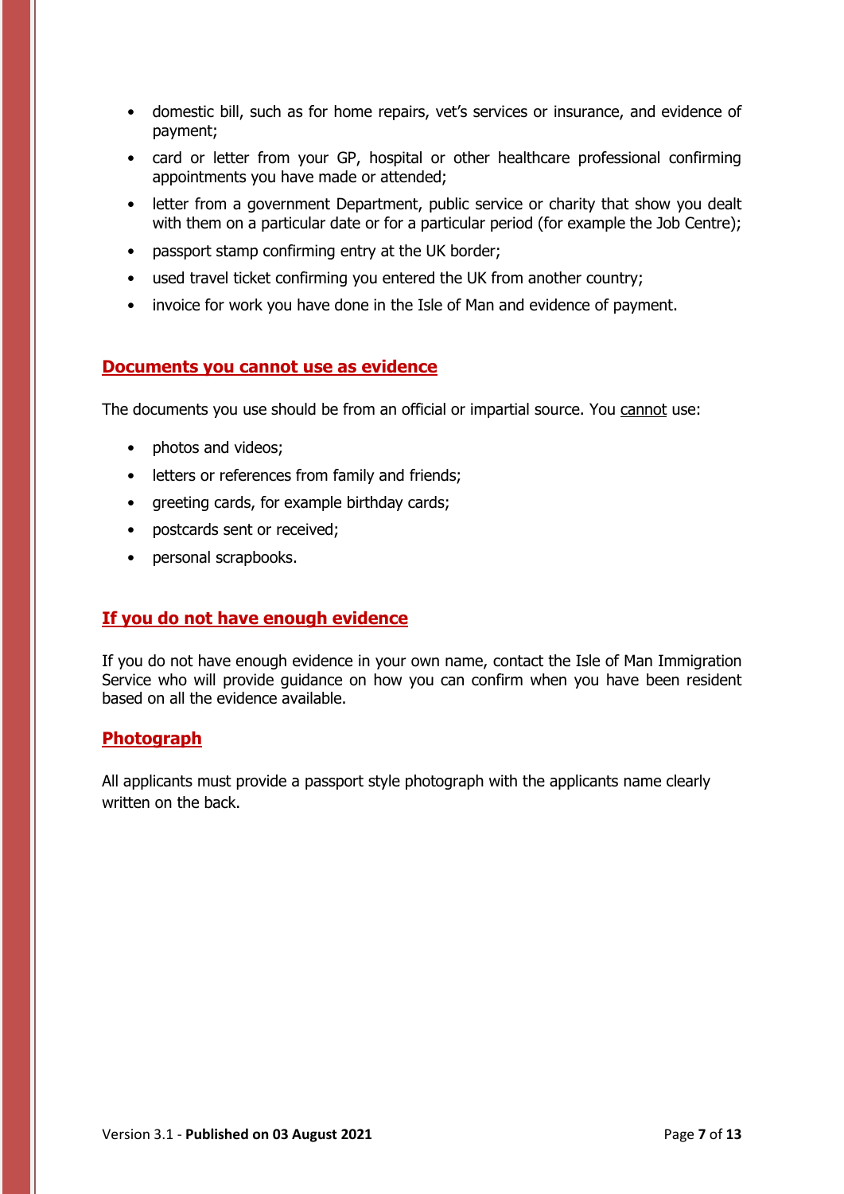- domestic bill, such as for home repairs, vet's services or insurance, and evidence of payment;
- card or letter from your GP, hospital or other healthcare professional confirming appointments you have made or attended;
- letter from a government Department, public service or charity that show you dealt with them on a particular date or for a particular period (for example the Job Centre);
- passport stamp confirming entry at the UK border;
- used travel ticket confirming you entered the UK from another country;
- invoice for work you have done in the Isle of Man and evidence of payment.

## Documents you cannot use as evidence

The documents you use should be from an official or impartial source. You cannot use:

- photos and videos;
- letters or references from family and friends;
- greeting cards, for example birthday cards;
- postcards sent or received;
- personal scrapbooks.

## If you do not have enough evidence

If you do not have enough evidence in your own name, contact the Isle of Man Immigration Service who will provide guidance on how you can confirm when you have been resident based on all the evidence available.

## Photograph

All applicants must provide a passport style photograph with the applicants name clearly written on the back.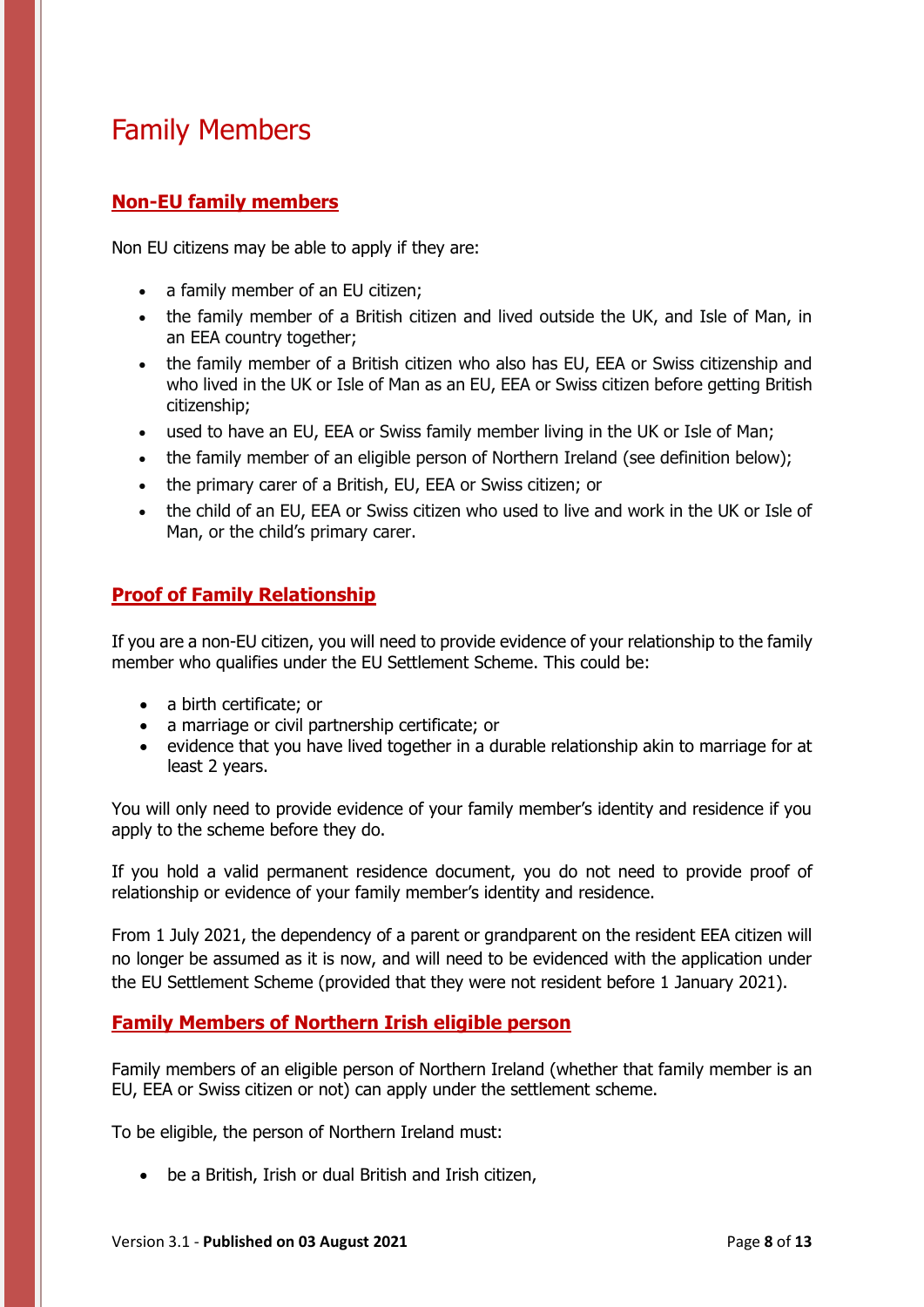# Family Members

## Non-EU family members

Non EU citizens may be able to apply if they are:

- a family member of an EU citizen;
- the family member of a British citizen and lived outside the UK, and Isle of Man, in an EEA country together;
- the family member of a British citizen who also has EU, EEA or Swiss citizenship and who lived in the UK or Isle of Man as an EU, EEA or Swiss citizen before getting British citizenship;
- used to have an EU, EEA or Swiss family member living in the UK or Isle of Man;
- the family member of an eligible person of Northern Ireland (see definition below);
- the primary carer of a British, EU, EEA or Swiss citizen; or
- the child of an EU, EEA or Swiss citizen who used to live and work in the UK or Isle of Man, or the child's primary carer.

## Proof of Family Relationship

If you are a non-EU citizen, you will need to provide evidence of your relationship to the family member who qualifies under the EU Settlement Scheme. This could be:

- a birth certificate; or
- a marriage or civil partnership certificate; or
- evidence that you have lived together in a durable relationship akin to marriage for at least 2 years.

You will only need to provide evidence of your family member's identity and residence if you apply to the scheme before they do.

If you hold a valid permanent residence document, you do not need to provide proof of relationship or evidence of your family member's identity and residence.

From 1 July 2021, the dependency of a parent or grandparent on the resident EEA citizen will no longer be assumed as it is now, and will need to be evidenced with the application under the EU Settlement Scheme (provided that they were not resident before 1 January 2021).

## Family Members of Northern Irish eligible person

Family members of an eligible person of Northern Ireland (whether that family member is an EU, EEA or Swiss citizen or not) can apply under the settlement scheme.

To be eligible, the person of Northern Ireland must:

- be a British, Irish or dual British and Irish citizen,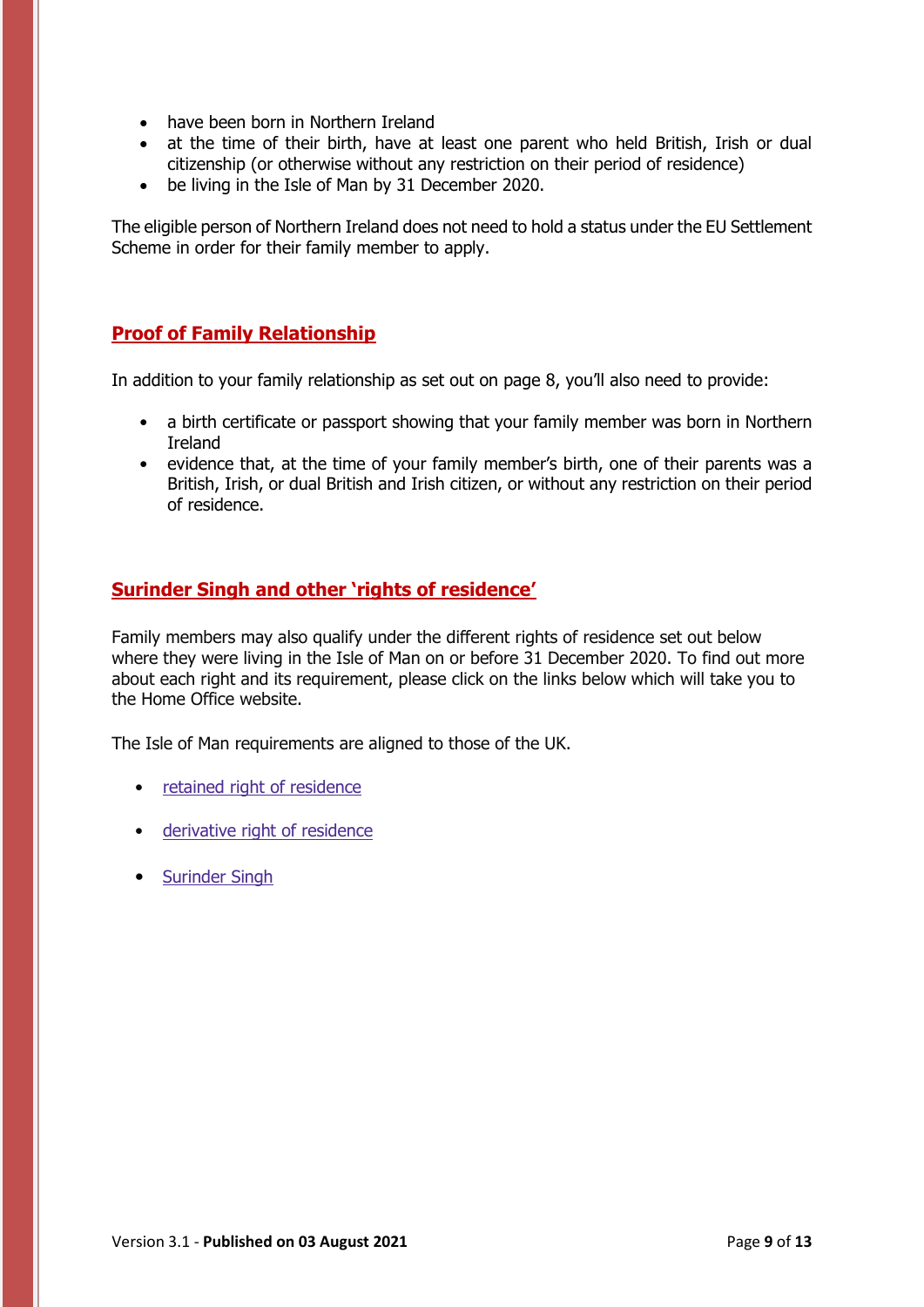- have been born in Northern Ireland
- at the time of their birth, have at least one parent who held British, Irish or dual citizenship (or otherwise without any restriction on their period of residence)
- be living in the Isle of Man by 31 December 2020.

The eligible person of Northern Ireland does not need to hold a status under the EU Settlement Scheme in order for their family member to apply.

## Proof of Family Relationship

In addition to your family relationship as set out on page 8, you'll also need to provide:

- a birth certificate or passport showing that your family member was born in Northern Ireland
- evidence that, at the time of your family member's birth, one of their parents was a British, Irish, or dual British and Irish citizen, or without any restriction on their period of residence.

## Surinder Singh and other 'rights of residence'

Family members may also qualify under the different rights of residence set out below where they were living in the Isle of Man on or before 31 December 2020. To find out more about each right and its requirement, please click on the links below which will take you to the Home Office website.

The Isle of Man requirements are aligned to those of the UK.

- retained right of residence
- derivative right of residence
- Surinder Singh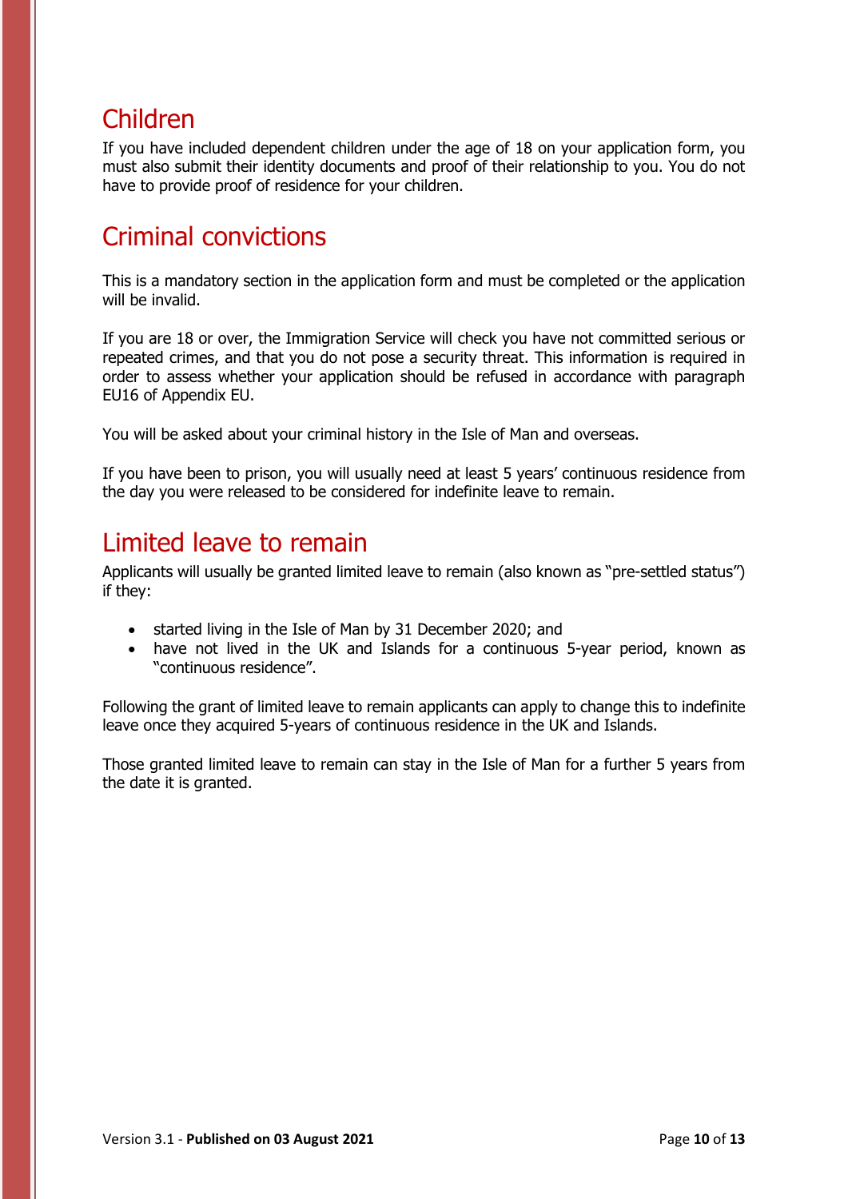## Children

If you have included dependent children under the age of 18 on your application form, you must also submit their identity documents and proof of their relationship to you. You do not have to provide proof of residence for your children.

## Criminal convictions

This is a mandatory section in the application form and must be completed or the application will be invalid.

If you are 18 or over, the Immigration Service will check you have not committed serious or repeated crimes, and that you do not pose a security threat. This information is required in order to assess whether your application should be refused in accordance with paragraph EU16 of Appendix EU.

You will be asked about your criminal history in the Isle of Man and overseas.

If you have been to prison, you will usually need at least 5 years' continuous residence from the day you were released to be considered for indefinite leave to remain.

## Limited leave to remain

Applicants will usually be granted limited leave to remain (also known as "pre-settled status") if they:

- started living in the Isle of Man by 31 December 2020; and
- have not lived in the UK and Islands for a continuous 5-year period, known as "continuous residence".

Following the grant of limited leave to remain applicants can apply to change this to indefinite leave once they acquired 5-years of continuous residence in the UK and Islands.

Those granted limited leave to remain can stay in the Isle of Man for a further 5 years from the date it is granted.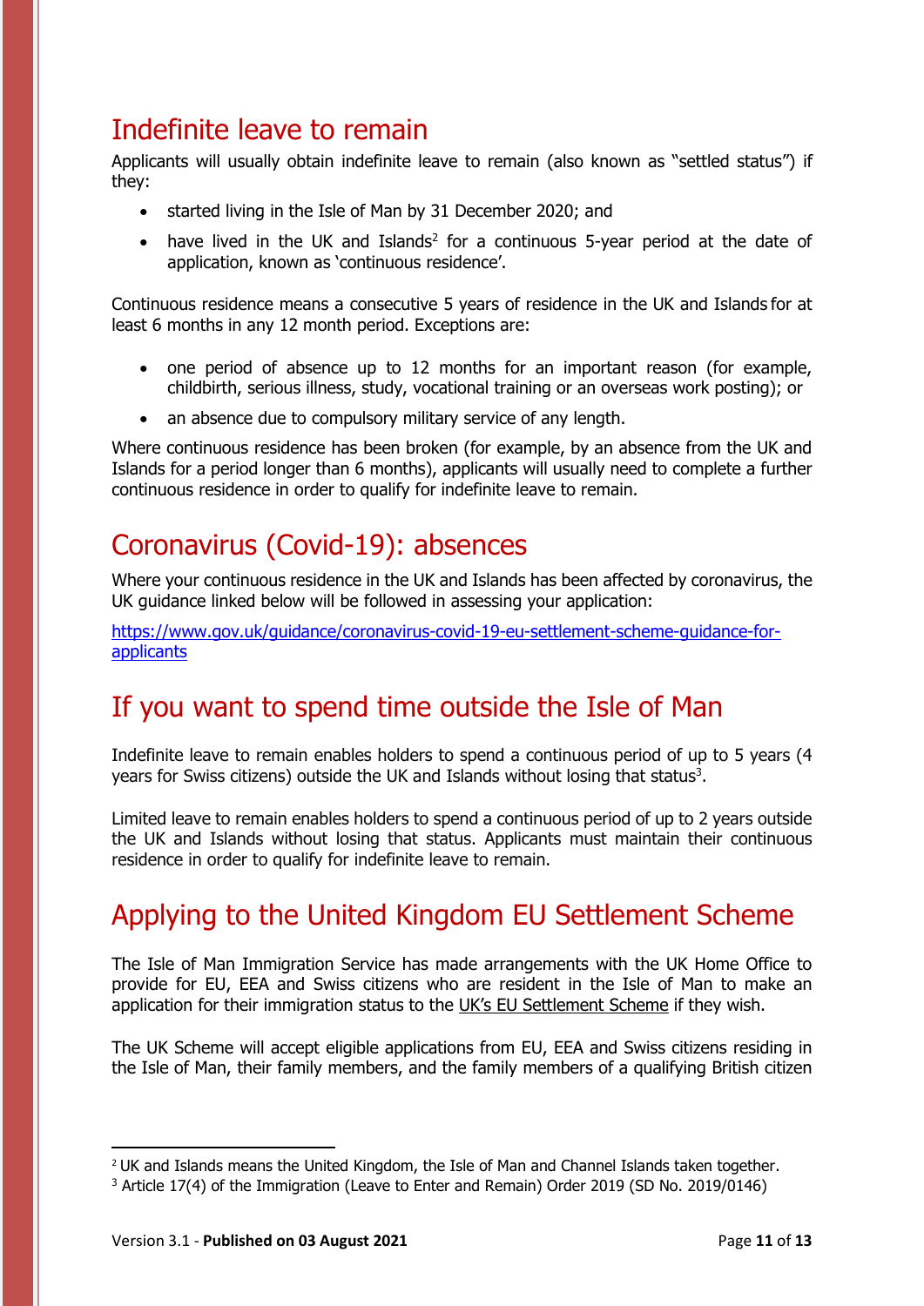# Indefinite leave to remain

Applicants will usually obtain indefinite leave to remain (also known as "settled status") if they:

- started living in the Isle of Man by 31 December 2020; and
- have lived in the UK and Islands[2] for a continuous 5-year period at the date of application, known as 'continuous residence'.

Continuous residence means a consecutive 5 years of residence in the UK and Islands for at least 6 months in any 12 month period. Exceptions are:

- one period of absence up to 12 months for an important reason (for example, childbirth, serious illness, study, vocational training or an overseas work posting); or
- an absence due to compulsory military service of any length.

Where continuous residence has been broken (for example, by an absence from the UK and Islands for a period longer than 6 months), applicants will usually need to complete a further continuous residence in order to qualify for indefinite leave to remain.

# Coronavirus (Covid-19): absences

Where your continuous residence in the UK and Islands has been affected by coronavirus, the UK guidance linked below will be followed in assessing your application:

https://www.gov.uk/guidance/coronavirus-covid-19-eu-settlement-scheme-guidance-for-applicants

# If you want to spend time outside the Isle of Man

Indefinite leave to remain enables holders to spend a continuous period of up to 5 years (4 years for Swiss citizens) outside the UK and Islands without losing that status[3].

Limited leave to remain enables holders to spend a continuous period of up to 2 years outside the UK and Islands without losing that status. Applicants must maintain their continuous residence in order to qualify for indefinite leave to remain.

# Applying to the United Kingdom EU Settlement Scheme

The Isle of Man Immigration Service has made arrangements with the UK Home Office to provide for EU, EEA and Swiss citizens who are resident in the Isle of Man to make an application for their immigration status to the UK's EU Settlement Scheme if they wish.

The UK Scheme will accept eligible applications from EU, EEA and Swiss citizens residing in the Isle of Man, their family members, and the family members of a qualifying British citizen

---

[2] UK and Islands means the United Kingdom, the Isle of Man and Channel Islands taken together.

[3] Article 17(4) of the Immigration (Leave to Enter and Remain) Order 2019 (SD No. 2019/0146)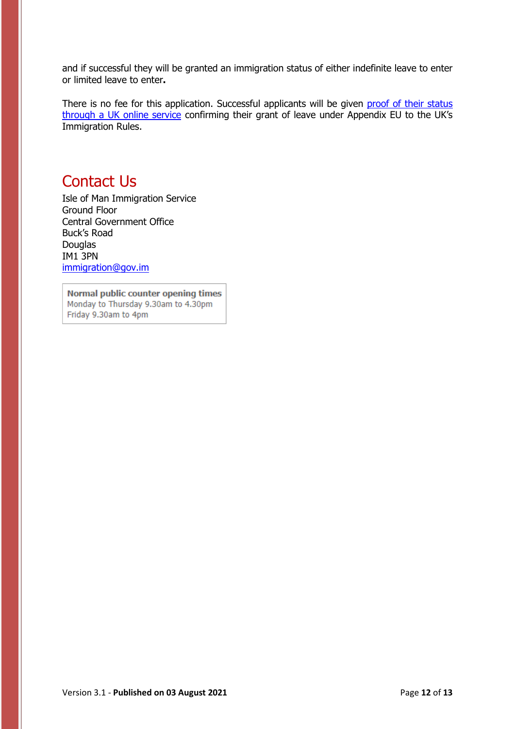and if successful they will be granted an immigration status of either indefinite leave to enter or limited leave to enter**.**

There is no fee for this application. Successful applicants will be given proof of their status through a UK online service confirming their grant of leave under Appendix EU to the UK's Immigration Rules.

# Contact Us

Isle of Man Immigration Service
Ground Floor
Central Government Office
Buck's Road
Douglas
IM1 3PN
immigration@gov.im

| **Normal public counter opening times** |
| --- |
| Monday to Thursday 9.30am to 4.30pm |
| Friday 9.30am to 4pm |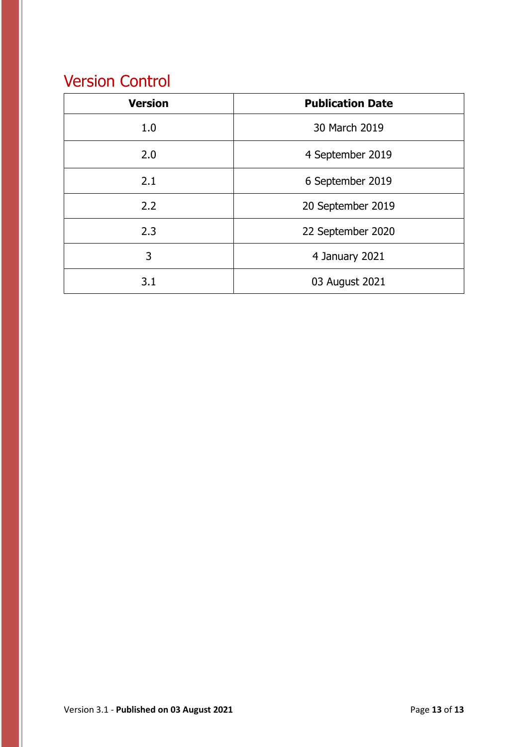## Version Control

| Version | Publication Date |
|---|---|
| 1.0 | 30 March 2019 |
| 2.0 | 4 September 2019 |
| 2.1 | 6 September 2019 |
| 2.2 | 20 September 2019 |
| 2.3 | 22 September 2020 |
| 3 | 4 January 2021 |
| 3.1 | 03 August 2021 |